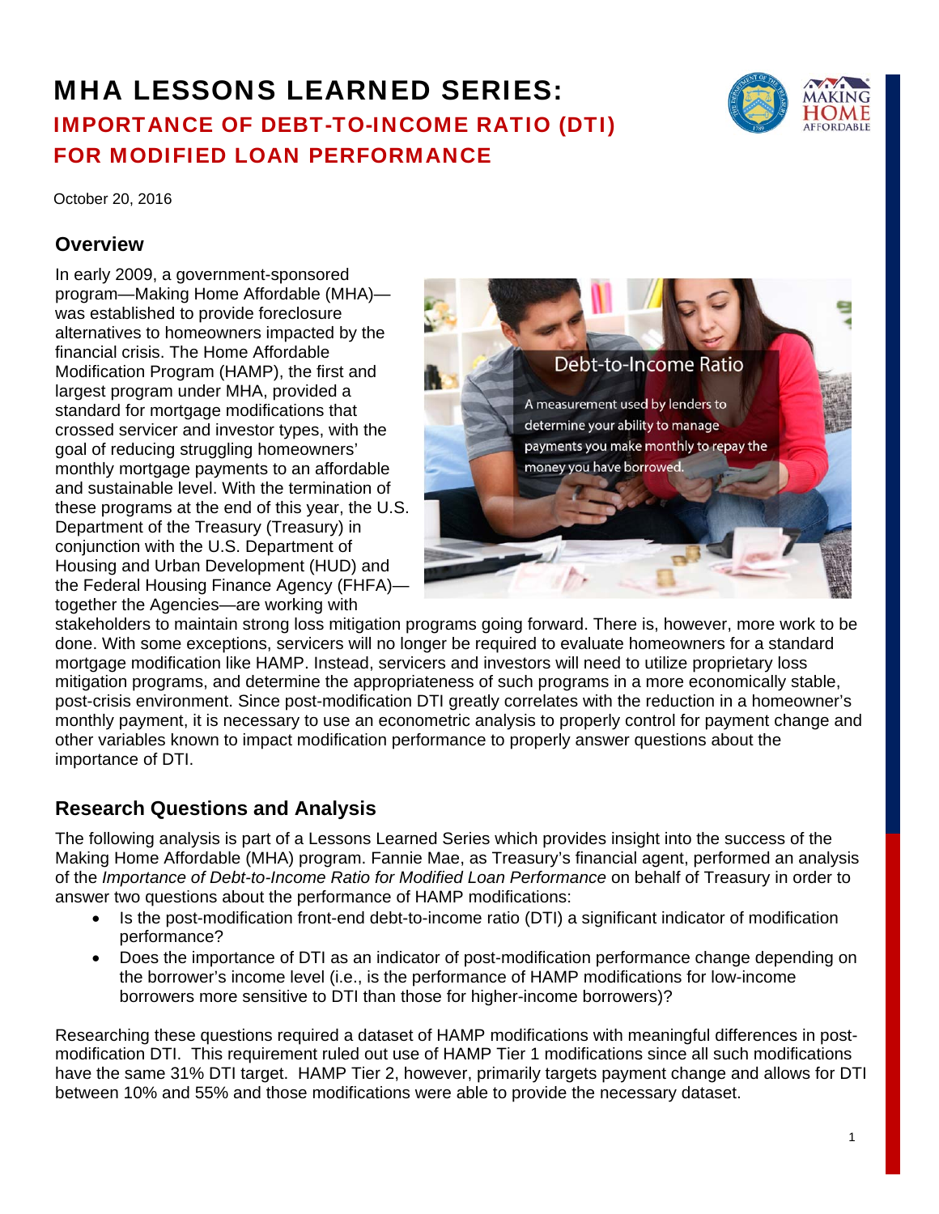# MHA LESSONS LEARNED SERIES:

## IMPORTANCE OF DEBT-TO-INCOME RATIO (DTI) FOR MODIFIED LOAN PERFORMANCE

October 20, 2016

### Overview

In early 2009, a government-sponsored program—Making Home Affordable (MHA)—was established to provide foreclosure alternatives to homeowners impacted by the financial crisis. The Home Affordable Modification Program (HAMP), the first and largest program under MHA, provided a standard for mortgage modifications that crossed servicer and investor types, with the goal of reducing struggling homeowners' monthly mortgage payments to an affordable and sustainable level. With the termination of these programs at the end of this year, the U.S. Department of the Treasury (Treasury) in conjunction with the U.S. Department of Housing and Urban Development (HUD) and the Federal Housing Finance Agency (FHFA)—together the Agencies—are working with stakeholders to maintain strong loss mitigation programs going forward. There is, however, more work to be done. With some exceptions, servicers will no longer be required to evaluate homeowners for a standard mortgage modification like HAMP. Instead, servicers and investors will need to utilize proprietary loss mitigation programs, and determine the appropriateness of such programs in a more economically stable, post-crisis environment. Since post-modification DTI greatly correlates with the reduction in a homeowner's monthly payment, it is necessary to use an econometric analysis to properly control for payment change and other variables known to impact modification performance to properly answer questions about the importance of DTI.

Debt-to-Income Ratio

A measurement used by lenders to determine your ability to manage payments you make monthly to repay the money you have borrowed.

### Research Questions and Analysis

The following analysis is part of a Lessons Learned Series which provides insight into the success of the Making Home Affordable (MHA) program. Fannie Mae, as Treasury's financial agent, performed an analysis of the *Importance of Debt-to-Income Ratio for Modified Loan Performance* on behalf of Treasury in order to answer two questions about the performance of HAMP modifications:

- Is the post-modification front-end debt-to-income ratio (DTI) a significant indicator of modification performance?
- Does the importance of DTI as an indicator of post-modification performance change depending on the borrower's income level (i.e., is the performance of HAMP modifications for low-income borrowers more sensitive to DTI than those for higher-income borrowers)?

Researching these questions required a dataset of HAMP modifications with meaningful differences in post-modification DTI. This requirement ruled out use of HAMP Tier 1 modifications since all such modifications have the same 31% DTI target. HAMP Tier 2, however, primarily targets payment change and allows for DTI between 10% and 55% and those modifications were able to provide the necessary dataset.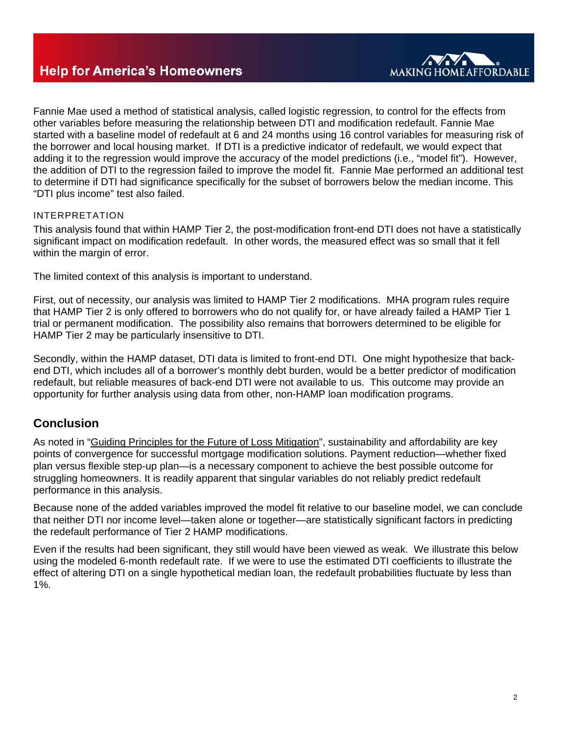Fannie Mae used a method of statistical analysis, called logistic regression, to control for the effects from other variables before measuring the relationship between DTI and modification redefault. Fannie Mae started with a baseline model of redefault at 6 and 24 months using 16 control variables for measuring risk of the borrower and local housing market. If DTI is a predictive indicator of redefault, we would expect that adding it to the regression would improve the accuracy of the model predictions (i.e., "model fit"). However, the addition of DTI to the regression failed to improve the model fit. Fannie Mae performed an additional test to determine if DTI had significance specifically for the subset of borrowers below the median income. This "DTI plus income" test also failed.

INTERPRETATION

This analysis found that within HAMP Tier 2, the post-modification front-end DTI does not have a statistically significant impact on modification redefault. In other words, the measured effect was so small that it fell within the margin of error.

The limited context of this analysis is important to understand.

First, out of necessity, our analysis was limited to HAMP Tier 2 modifications. MHA program rules require that HAMP Tier 2 is only offered to borrowers who do not qualify for, or have already failed a HAMP Tier 1 trial or permanent modification. The possibility also remains that borrowers determined to be eligible for HAMP Tier 2 may be particularly insensitive to DTI.

Secondly, within the HAMP dataset, DTI data is limited to front-end DTI. One might hypothesize that back-end DTI, which includes all of a borrower's monthly debt burden, would be a better predictor of modification redefault, but reliable measures of back-end DTI were not available to us. This outcome may provide an opportunity for further analysis using data from other, non-HAMP loan modification programs.

## Conclusion

As noted in "Guiding Principles for the Future of Loss Mitigation", sustainability and affordability are key points of convergence for successful mortgage modification solutions. Payment reduction—whether fixed plan versus flexible step-up plan—is a necessary component to achieve the best possible outcome for struggling homeowners. It is readily apparent that singular variables do not reliably predict redefault performance in this analysis.

Because none of the added variables improved the model fit relative to our baseline model, we can conclude that neither DTI nor income level—taken alone or together—are statistically significant factors in predicting the redefault performance of Tier 2 HAMP modifications.

Even if the results had been significant, they still would have been viewed as weak. We illustrate this below using the modeled 6-month redefault rate. If we were to use the estimated DTI coefficients to illustrate the effect of altering DTI on a single hypothetical median loan, the redefault probabilities fluctuate by less than 1%.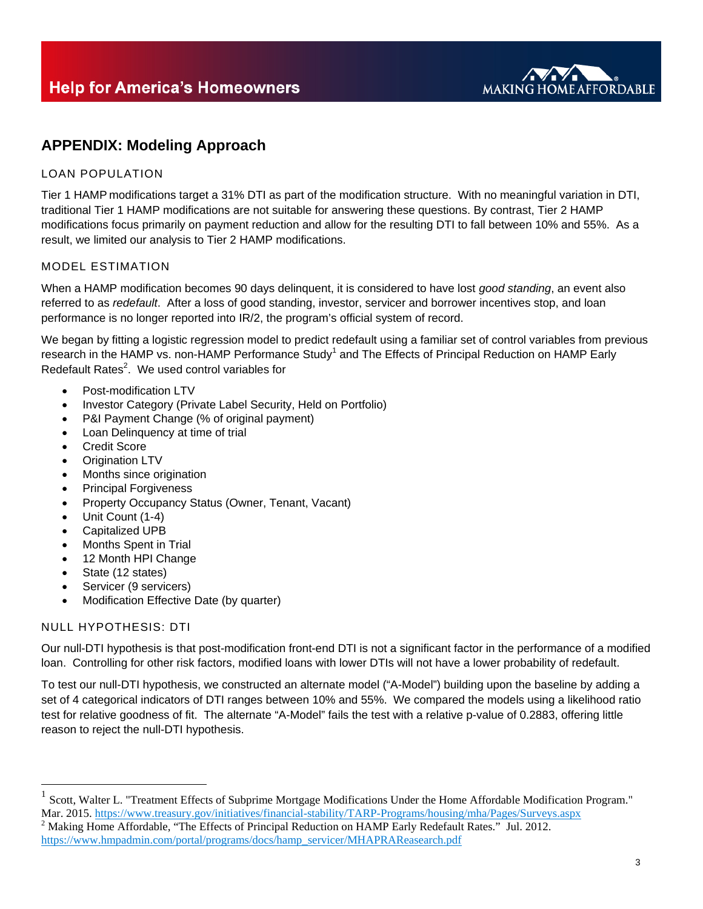## APPENDIX: Modeling Approach

### LOAN POPULATION

Tier 1 HAMP modifications target a 31% DTI as part of the modification structure. With no meaningful variation in DTI, traditional Tier 1 HAMP modifications are not suitable for answering these questions. By contrast, Tier 2 HAMP modifications focus primarily on payment reduction and allow for the resulting DTI to fall between 10% and 55%. As a result, we limited our analysis to Tier 2 HAMP modifications.

### MODEL ESTIMATION

When a HAMP modification becomes 90 days delinquent, it is considered to have lost *good standing*, an event also referred to as *redefault*. After a loss of good standing, investor, servicer and borrower incentives stop, and loan performance is no longer reported into IR/2, the program's official system of record.

We began by fitting a logistic regression model to predict redefault using a familiar set of control variables from previous research in the HAMP vs. non-HAMP Performance Study[1] and The Effects of Principal Reduction on HAMP Early Redefault Rates[2]. We used control variables for

- Post-modification LTV
- Investor Category (Private Label Security, Held on Portfolio)
- P&I Payment Change (% of original payment)
- Loan Delinquency at time of trial
- Credit Score
- Origination LTV
- Months since origination
- Principal Forgiveness
- Property Occupancy Status (Owner, Tenant, Vacant)
- Unit Count (1-4)
- Capitalized UPB
- Months Spent in Trial
- 12 Month HPI Change
- State (12 states)
- Servicer (9 servicers)
- Modification Effective Date (by quarter)

### NULL HYPOTHESIS: DTI

Our null-DTI hypothesis is that post-modification front-end DTI is not a significant factor in the performance of a modified loan. Controlling for other risk factors, modified loans with lower DTIs will not have a lower probability of redefault.

To test our null-DTI hypothesis, we constructed an alternate model ("A-Model") building upon the baseline by adding a set of 4 categorical indicators of DTI ranges between 10% and 55%. We compared the models using a likelihood ratio test for relative goodness of fit. The alternate "A-Model" fails the test with a relative p-value of 0.2883, offering little reason to reject the null-DTI hypothesis.

---

[1] Scott, Walter L. "Treatment Effects of Subprime Mortgage Modifications Under the Home Affordable Modification Program." Mar. 2015. https://www.treasury.gov/initiatives/financial-stability/TARP-Programs/housing/mha/Pages/Surveys.aspx

[2] Making Home Affordable, "The Effects of Principal Reduction on HAMP Early Redefault Rates." Jul. 2012. https://www.hmpadmin.com/portal/programs/docs/hamp_servicer/MHAPRAReasearch.pdf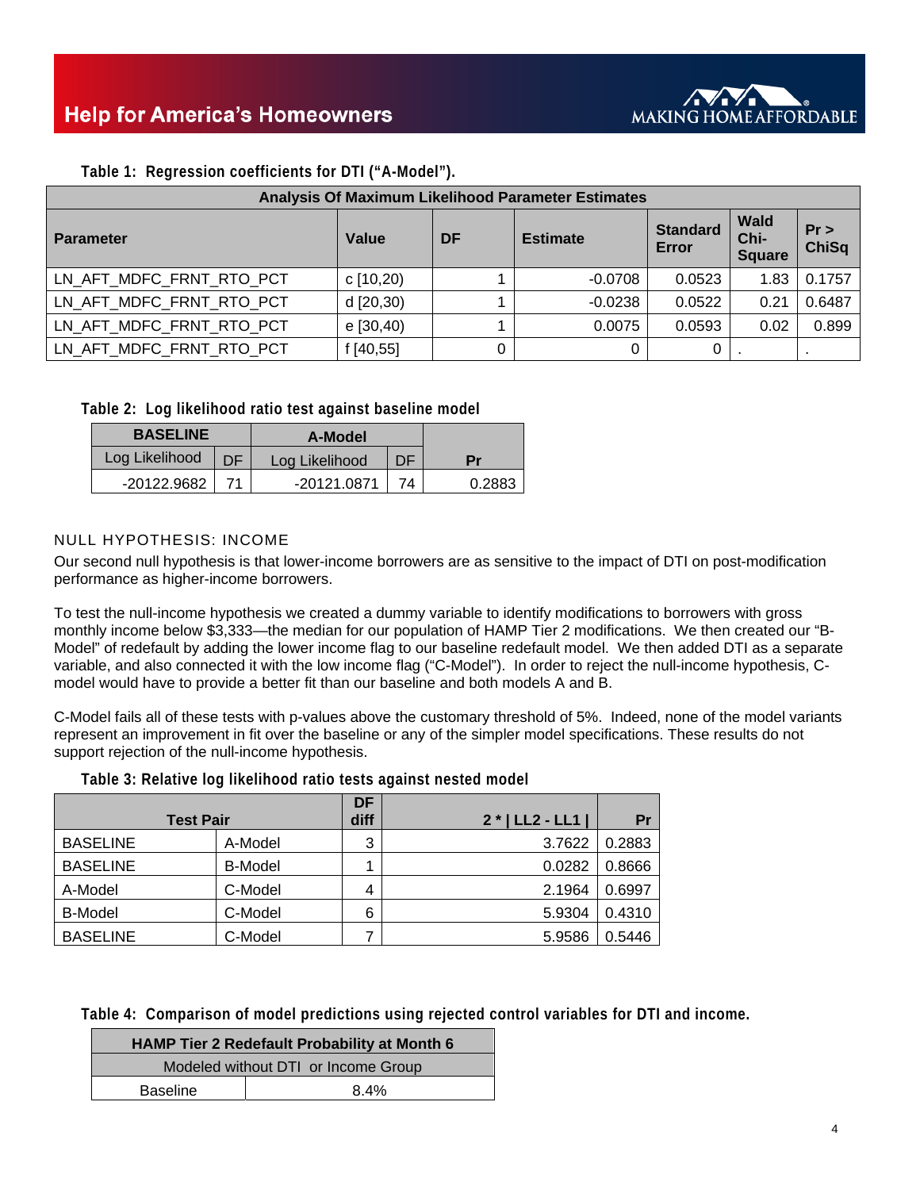**Table 1: Regression coefficients for DTI (“A-Model”).**

| Analysis Of Maximum Likelihood Parameter Estimates | | | | | | |
|---|---|---|---|---|---|---|
| **Parameter** | **Value** | **DF** | **Estimate** | **Standard Error** | **Wald Chi-Square** | **Pr > ChiSq** |
| LN_AFT_MDFC_FRNT_RTO_PCT | c [10,20) | 1 | -0.0708 | 0.0523 | 1.83 | 0.1757 |
| LN_AFT_MDFC_FRNT_RTO_PCT | d [20,30) | 1 | -0.0238 | 0.0522 | 0.21 | 0.6487 |
| LN_AFT_MDFC_FRNT_RTO_PCT | e [30,40) | 1 | 0.0075 | 0.0593 | 0.02 | 0.899 |
| LN_AFT_MDFC_FRNT_RTO_PCT | f [40,55] | 0 | 0 | 0 | . | . |

**Table 2: Log likelihood ratio test against baseline model**

| BASELINE | | A-Model | | |
|---|---|---|---|---|
| Log Likelihood | DF | Log Likelihood | DF | Pr |
| -20122.9682 | 71 | -20121.0871 | 74 | 0.2883 |

NULL HYPOTHESIS: INCOME

Our second null hypothesis is that lower-income borrowers are as sensitive to the impact of DTI on post-modification performance as higher-income borrowers.

To test the null-income hypothesis we created a dummy variable to identify modifications to borrowers with gross monthly income below $3,333—the median for our population of HAMP Tier 2 modifications. We then created our “B-Model” of redefault by adding the lower income flag to our baseline redefault model. We then added DTI as a separate variable, and also connected it with the low income flag (“C-Model”). In order to reject the null-income hypothesis, C-model would have to provide a better fit than our baseline and both models A and B.

C-Model fails all of these tests with p-values above the customary threshold of 5%. Indeed, none of the model variants represent an improvement in fit over the baseline or any of the simpler model specifications. These results do not support rejection of the null-income hypothesis.

**Table 3: Relative log likelihood ratio tests against nested model**

| Test Pair | | DF diff | 2 * \| LL2 - LL1 \| | Pr |
|---|---|---|---|---|
| BASELINE | A-Model | 3 | 3.7622 | 0.2883 |
| BASELINE | B-Model | 1 | 0.0282 | 0.8666 |
| A-Model | C-Model | 4 | 2.1964 | 0.6997 |
| B-Model | C-Model | 6 | 5.9304 | 0.4310 |
| BASELINE | C-Model | 7 | 5.9586 | 0.5446 |

**Table 4: Comparison of model predictions using rejected control variables for DTI and income.**

| HAMP Tier 2 Redefault Probability at Month 6 | |
|---|---|
| Modeled without DTI or Income Group | |
| Baseline | 8.4% |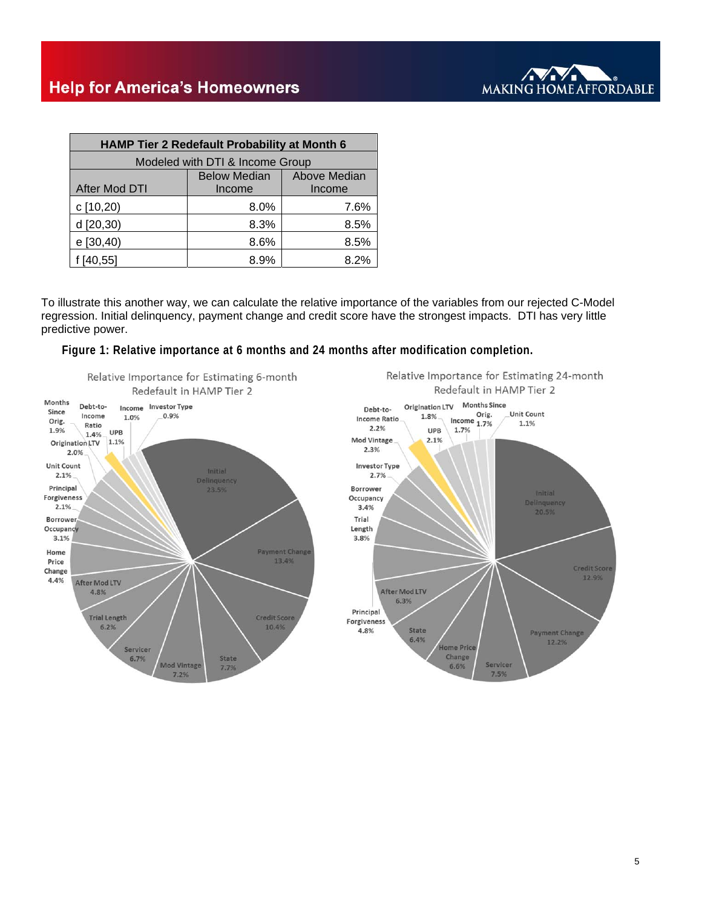| HAMP Tier 2 Redefault Probability at Month 6 | | |
|---|---|---|
| Modeled with DTI & Income Group | | |
| After Mod DTI | Below Median Income | Above Median Income |
| c [10,20) | 8.0% | 7.6% |
| d [20,30) | 8.3% | 8.5% |
| e [30,40) | 8.6% | 8.5% |
| f [40,55] | 8.9% | 8.2% |

To illustrate this another way, we can calculate the relative importance of the variables from our rejected C-Model regression. Initial delinquency, payment change and credit score have the strongest impacts. DTI has very little predictive power.

**Figure 1: Relative importance at 6 months and 24 months after modification completion.**

Relative Importance for Estimating 6-month Redefault in HAMP Tier 2

Initial Delinquency 23.5%
Payment Change 13.4%
Credit Score 10.4%
State 7.7%
Mod Vintage 7.2%
Servicer 6.7%
Trial Length 6.2%
After Mod LTV 4.8%
Home Price Change 4.4%
Borrower Occupancy 3.1%
Principal Forgiveness 2.1%
Unit Count 2.1%
Origination LTV 2.0%
Months Since Orig. 1.9%
Debt-to-Income Ratio 1.4%
UPB 1.1%
Income 1.0%
Investor Type 0.9%

Relative Importance for Estimating 24-month Redefault in HAMP Tier 2

Initial Delinquency 20.5%
Credit Score 12.9%
Payment Change 12.2%
Servicer 7.5%
Home Price Change 6.6%
State 6.4%
After Mod LTV 6.3%
Principal Forgiveness 4.8%
Trial Length 3.8%
Borrower Occupancy 3.4%
Investor Type 2.7%
Mod Vintage 2.3%
Debt-to-Income Ratio 2.2%
Origination LTV 1.8%
UPB 2.1%
Income 1.7%
Months Since Orig. 1.7%
Unit Count 1.1%